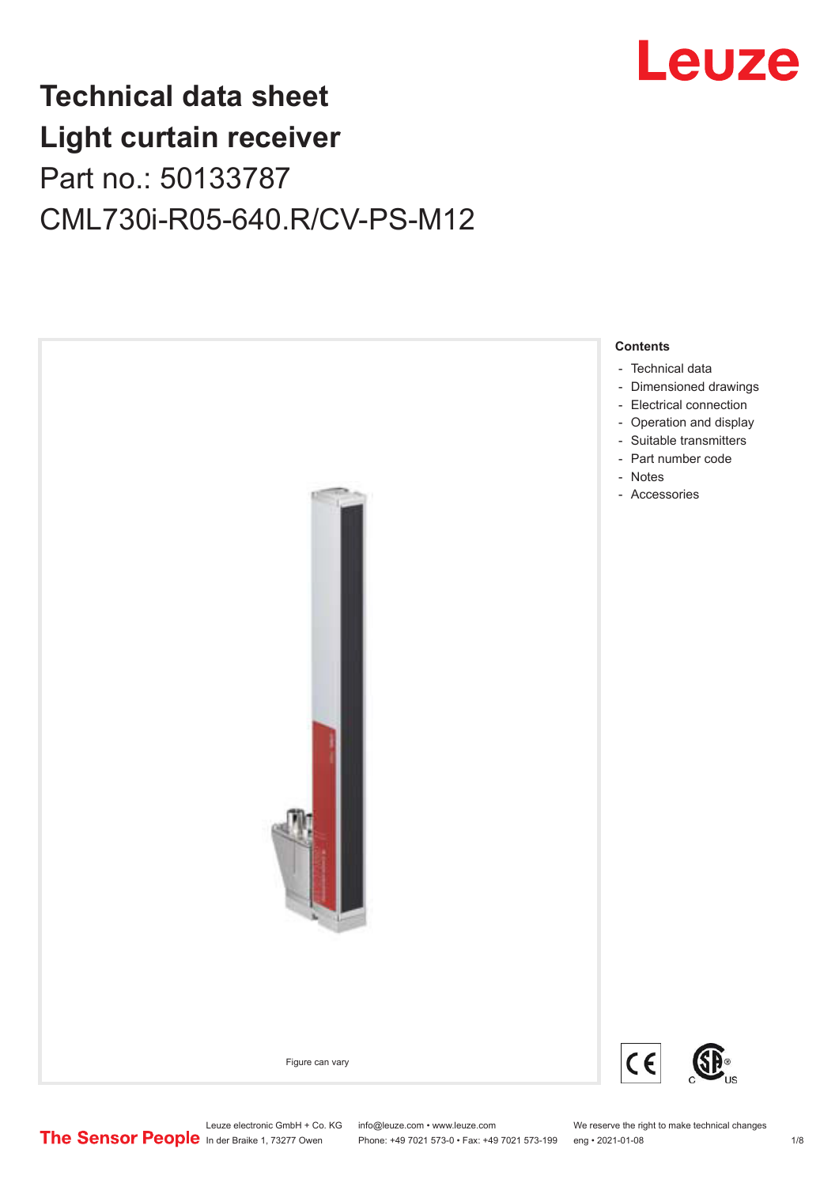# Technical data sheet
# Light curtain receiver
Part no.: 50133787
CML730i-R05-640.R/CV-PS-M12

Figure can vary

**Contents**

- Technical data
- Dimensioned drawings
- Electrical connection
- Operation and display
- Suitable transmitters
- Part number code
- Notes
- Accessories

Leuze electronic GmbH + Co. KG
In der Braike 1, 73277 Owen

info@leuze.com • www.leuze.com
Phone: +49 7021 573-0 • Fax: +49 7021 573-199

We reserve the right to make technical changes
eng • 2021-01-08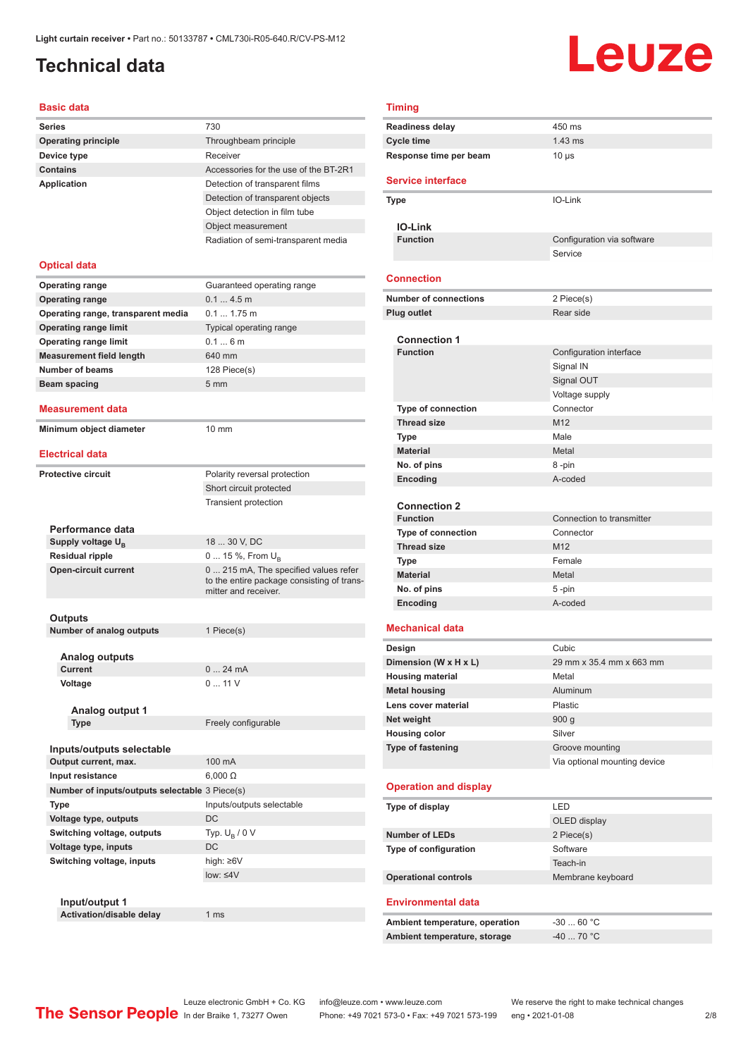# Technical data

## Basic data

| | |
|---|---|
| **Series** | 730 |
| **Operating principle** | Throughbeam principle |
| **Device type** | Receiver |
| **Contains** | Accessories for the use of the BT-2R1 |
| **Application** | Detection of transparent films |
| | Detection of transparent objects |
| | Object detection in film tube |
| | Object measurement |
| | Radiation of semi-transparent media |

## Optical data

| | |
|---|---|
| **Operating range** | Guaranteed operating range |
| **Operating range** | 0.1 ... 4.5 m |
| **Operating range, transparent media** | 0.1 ... 1.75 m |
| **Operating range limit** | Typical operating range |
| **Operating range limit** | 0.1 ... 6 m |
| **Measurement field length** | 640 mm |
| **Number of beams** | 128 Piece(s) |
| **Beam spacing** | 5 mm |

## Measurement data

| | |
|---|---|
| **Minimum object diameter** | 10 mm |

## Electrical data

| | |
|---|---|
| **Protective circuit** | Polarity reversal protection |
| | Short circuit protected |
| | Transient protection |

### Performance data

| | |
|---|---|
| **Supply voltage $U_B$** | 18 ... 30 V, DC |
| **Residual ripple** | 0 ... 15 %, From $U_B$ |
| **Open-circuit current** | 0 ... 215 mA, The specified values refer to the entire package consisting of transmitter and receiver. |

### Outputs

| | |
|---|---|
| **Number of analog outputs** | 1 Piece(s) |

#### Analog outputs

| | |
|---|---|
| **Current** | 0 ... 24 mA |
| **Voltage** | 0 ... 11 V |

##### Analog output 1

| | |
|---|---|
| **Type** | Freely configurable |

### Inputs/outputs selectable

| | |
|---|---|
| **Output current, max.** | 100 mA |
| **Input resistance** | 6,000 Ω |
| **Number of inputs/outputs selectable** | 3 Piece(s) |
| **Type** | Inputs/outputs selectable |
| **Voltage type, outputs** | DC |
| **Switching voltage, outputs** | Typ. $U_B$ / 0 V |
| **Voltage type, inputs** | DC |
| **Switching voltage, inputs** | high: ≥6V |
| | low: ≤4V |

#### Input/output 1

| | |
|---|---|
| **Activation/disable delay** | 1 ms |

## Timing

| | |
|---|---|
| **Readiness delay** | 450 ms |
| **Cycle time** | 1.43 ms |
| **Response time per beam** | 10 µs |

## Service interface

| | |
|---|---|
| **Type** | IO-Link |

### IO-Link

| | |
|---|---|
| **Function** | Configuration via software |
| | Service |

## Connection

| | |
|---|---|
| **Number of connections** | 2 Piece(s) |
| **Plug outlet** | Rear side |

### Connection 1

| | |
|---|---|
| **Function** | Configuration interface |
| | Signal IN |
| | Signal OUT |
| | Voltage supply |
| **Type of connection** | Connector |
| **Thread size** | M12 |
| **Type** | Male |
| **Material** | Metal |
| **No. of pins** | 8 -pin |
| **Encoding** | A-coded |

### Connection 2

| | |
|---|---|
| **Function** | Connection to transmitter |
| **Type of connection** | Connector |
| **Thread size** | M12 |
| **Type** | Female |
| **Material** | Metal |
| **No. of pins** | 5 -pin |
| **Encoding** | A-coded |

## Mechanical data

| | |
|---|---|
| **Design** | Cubic |
| **Dimension (W x H x L)** | 29 mm x 35.4 mm x 663 mm |
| **Housing material** | Metal |
| **Metal housing** | Aluminum |
| **Lens cover material** | Plastic |
| **Net weight** | 900 g |
| **Housing color** | Silver |
| **Type of fastening** | Groove mounting |
| | Via optional mounting device |

## Operation and display

| | |
|---|---|
| **Type of display** | LED |
| | OLED display |
| **Number of LEDs** | 2 Piece(s) |
| **Type of configuration** | Software |
| | Teach-in |
| **Operational controls** | Membrane keyboard |

## Environmental data

| | |
|---|---|
| **Ambient temperature, operation** | -30 ... 60 °C |
| **Ambient temperature, storage** | -40 ... 70 °C |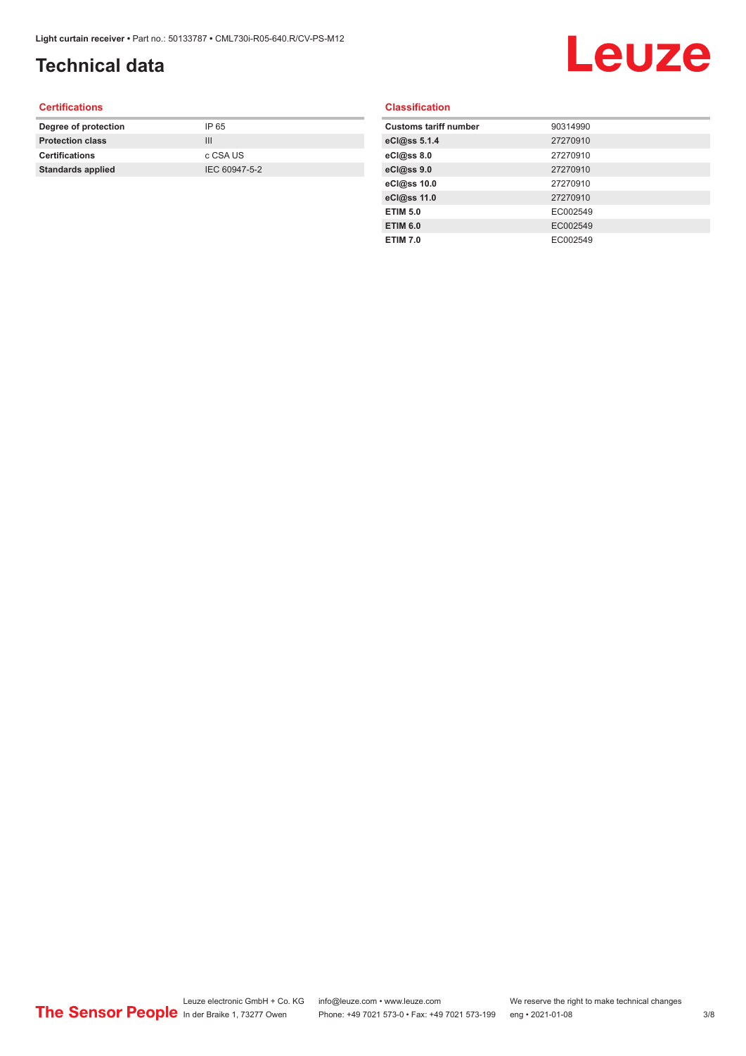# Technical data

## Certifications

| | |
|---|---|
| **Degree of protection** | IP 65 |
| **Protection class** | III |
| **Certifications** | c CSA US |
| **Standards applied** | IEC 60947-5-2 |

## Classification

| | |
|---|---|
| **Customs tariff number** | 90314990 |
| **eCl@ss 5.1.4** | 27270910 |
| **eCl@ss 8.0** | 27270910 |
| **eCl@ss 9.0** | 27270910 |
| **eCl@ss 10.0** | 27270910 |
| **eCl@ss 11.0** | 27270910 |
| **ETIM 5.0** | EC002549 |
| **ETIM 6.0** | EC002549 |
| **ETIM 7.0** | EC002549 |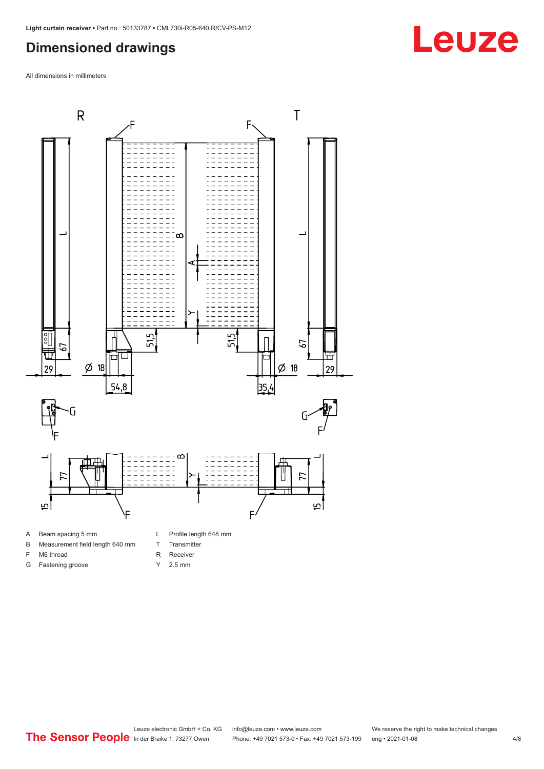## Dimensioned drawings

All dimensions in millimeters

- A Beam spacing 5 mm
- B Measurement field length 640 mm
- F M6 thread
- G Fastening groove
- L Profile length 648 mm
- T Transmitter
- R Receiver
- Y 2.5 mm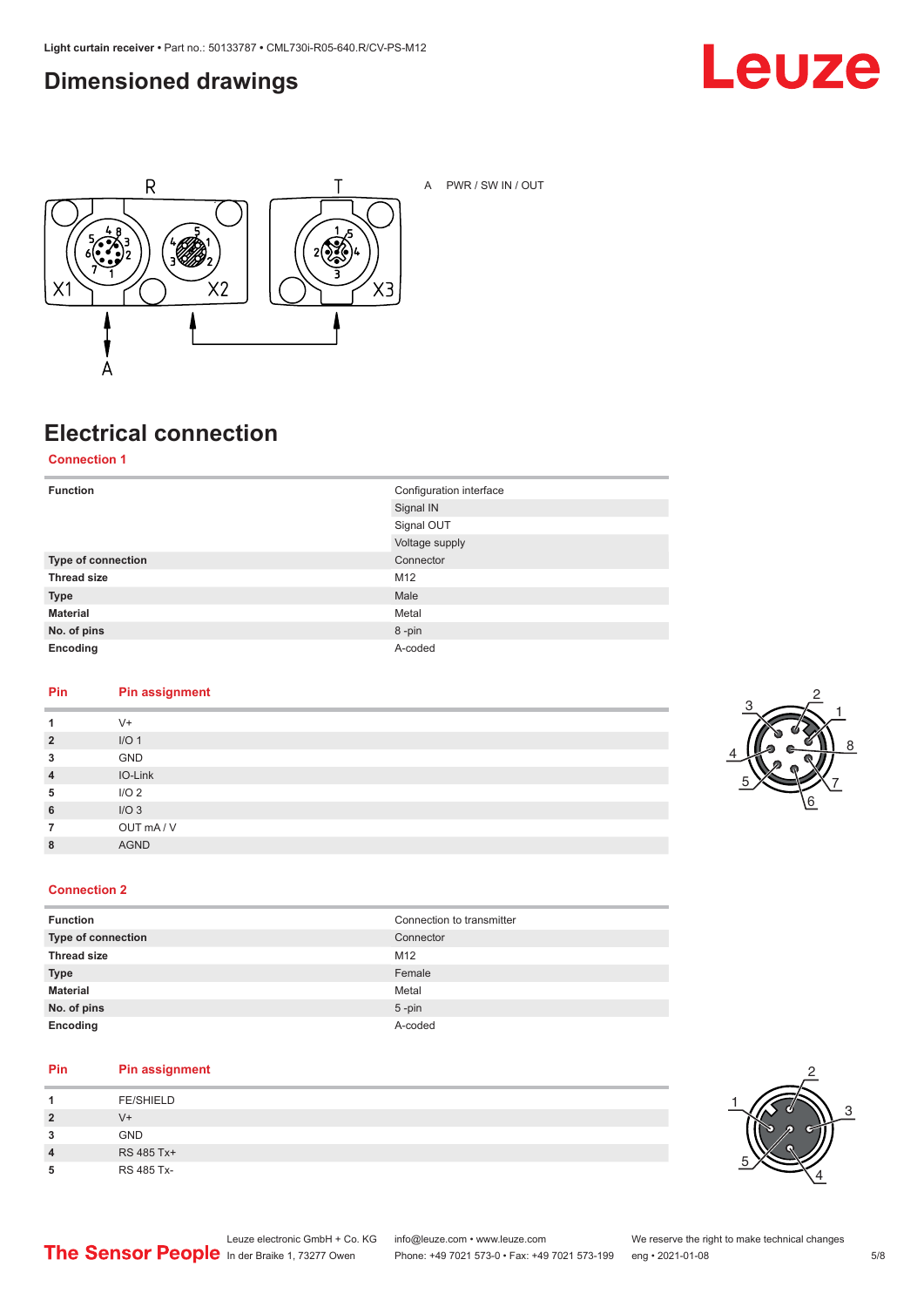## Dimensioned drawings

A PWR / SW IN / OUT

## Electrical connection

### Connection 1

| | |
|---|---|
| **Function** | Configuration interface |
| | Signal IN |
| | Signal OUT |
| | Voltage supply |
| **Type of connection** | Connector |
| **Thread size** | M12 |
| **Type** | Male |
| **Material** | Metal |
| **No. of pins** | 8 -pin |
| **Encoding** | A-coded |

| Pin | Pin assignment |
|---|---|
| 1 | V+ |
| 2 | I/O 1 |
| 3 | GND |
| 4 | IO-Link |
| 5 | I/O 2 |
| 6 | I/O 3 |
| 7 | OUT mA / V |
| 8 | AGND |

### Connection 2

| | |
|---|---|
| **Function** | Connection to transmitter |
| **Type of connection** | Connector |
| **Thread size** | M12 |
| **Type** | Female |
| **Material** | Metal |
| **No. of pins** | 5 -pin |
| **Encoding** | A-coded |

| Pin | Pin assignment |
|---|---|
| 1 | FE/SHIELD |
| 2 | V+ |
| 3 | GND |
| 4 | RS 485 Tx+ |
| 5 | RS 485 Tx- |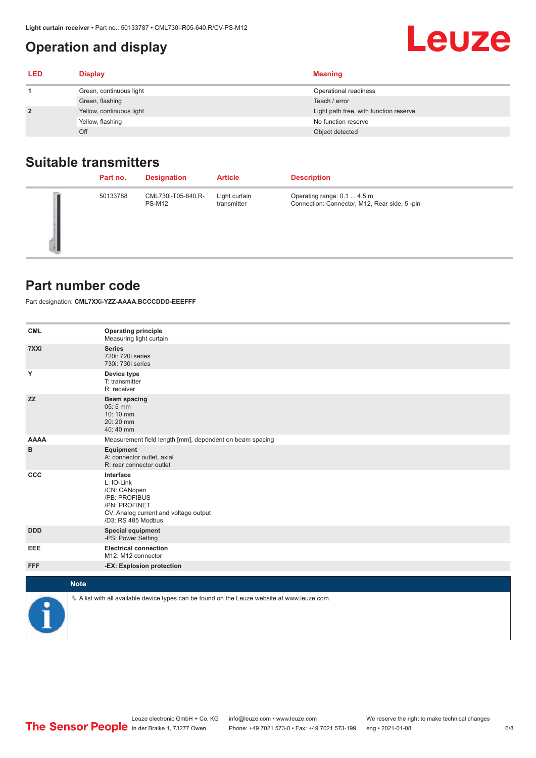## Operation and display

| LED | Display | Meaning |
|---|---|---|
| 1 | Green, continuous light | Operational readiness |
| | Green, flashing | Teach / error |
| 2 | Yellow, continuous light | Light path free, with function reserve |
| | Yellow, flashing | No function reserve |
| | Off | Object detected |

## Suitable transmitters

| | Part no. | Designation | Article | Description |
|---|---|---|---|---|
| | 50133788 | CML730i-T05-640.R-PS-M12 | Light curtain transmitter | Operating range: 0.1 ... 4.5 m<br>Connection: Connector, M12, Rear side, 5 -pin |

## Part number code

Part designation: **CML7XXi-YZZ-AAAA.BCCCDDD-EEEFFF**

| | |
|---|---|
| **CML** | **Operating principle**<br>Measuring light curtain |
| **7XXi** | **Series**<br>720i: 720i series<br>730i: 730i series |
| **Y** | **Device type**<br>T: transmitter<br>R: receiver |
| **ZZ** | **Beam spacing**<br>05: 5 mm<br>10: 10 mm<br>20: 20 mm<br>40: 40 mm |
| **AAAA** | Measurement field length [mm], dependent on beam spacing |
| **B** | **Equipment**<br>A: connector outlet, axial<br>R: rear connector outlet |
| **CCC** | **Interface**<br>L: IO-Link<br>/CN: CANopen<br>/PB: PROFIBUS<br>/PN: PROFINET<br>CV: Analog current and voltage output<br>/D3: RS 485 Modbus |
| **DDD** | **Special equipment**<br>-PS: Power Setting |
| **EEE** | **Electrical connection**<br>M12: M12 connector |
| **FFF** | **-EX: Explosion protection** |

**Note**

A list with all available device types can be found on the Leuze website at www.leuze.com.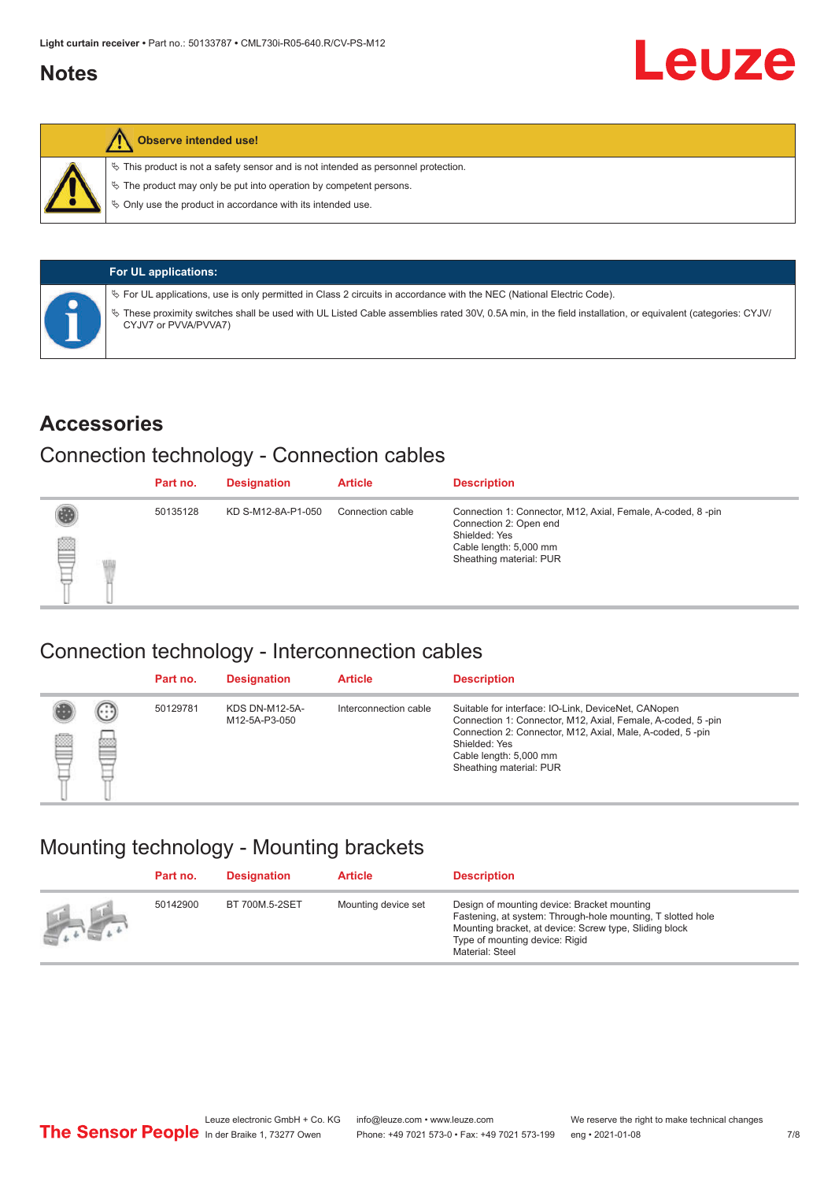## Notes

**Observe intended use!**

- ↳ This product is not a safety sensor and is not intended as personnel protection.
- ↳ The product may only be put into operation by competent persons.
- ↳ Only use the product in accordance with its intended use.

**For UL applications:**

- ↳ For UL applications, use is only permitted in Class 2 circuits in accordance with the NEC (National Electric Code).
- ↳ These proximity switches shall be used with UL Listed Cable assemblies rated 30V, 0.5A min, in the field installation, or equivalent (categories: CYJV/CYJV7 or PVVA/PVVA7)

# Accessories

## Connection technology - Connection cables

| Part no. | Designation | Article | Description |
|---|---|---|---|
| 50135128 | KD S-M12-8A-P1-050 | Connection cable | Connection 1: Connector, M12, Axial, Female, A-coded, 8 -pin<br>Connection 2: Open end<br>Shielded: Yes<br>Cable length: 5,000 mm<br>Sheathing material: PUR |

## Connection technology - Interconnection cables

| Part no. | Designation | Article | Description |
|---|---|---|---|
| 50129781 | KDS DN-M12-5A-M12-5A-P3-050 | Interconnection cable | Suitable for interface: IO-Link, DeviceNet, CANopen<br>Connection 1: Connector, M12, Axial, Female, A-coded, 5 -pin<br>Connection 2: Connector, M12, Axial, Male, A-coded, 5 -pin<br>Shielded: Yes<br>Cable length: 5,000 mm<br>Sheathing material: PUR |

## Mounting technology - Mounting brackets

| Part no. | Designation | Article | Description |
|---|---|---|---|
| 50142900 | BT 700M.5-2SET | Mounting device set | Design of mounting device: Bracket mounting<br>Fastening, at system: Through-hole mounting, T slotted hole<br>Mounting bracket, at device: Screw type, Sliding block<br>Type of mounting device: Rigid<br>Material: Steel |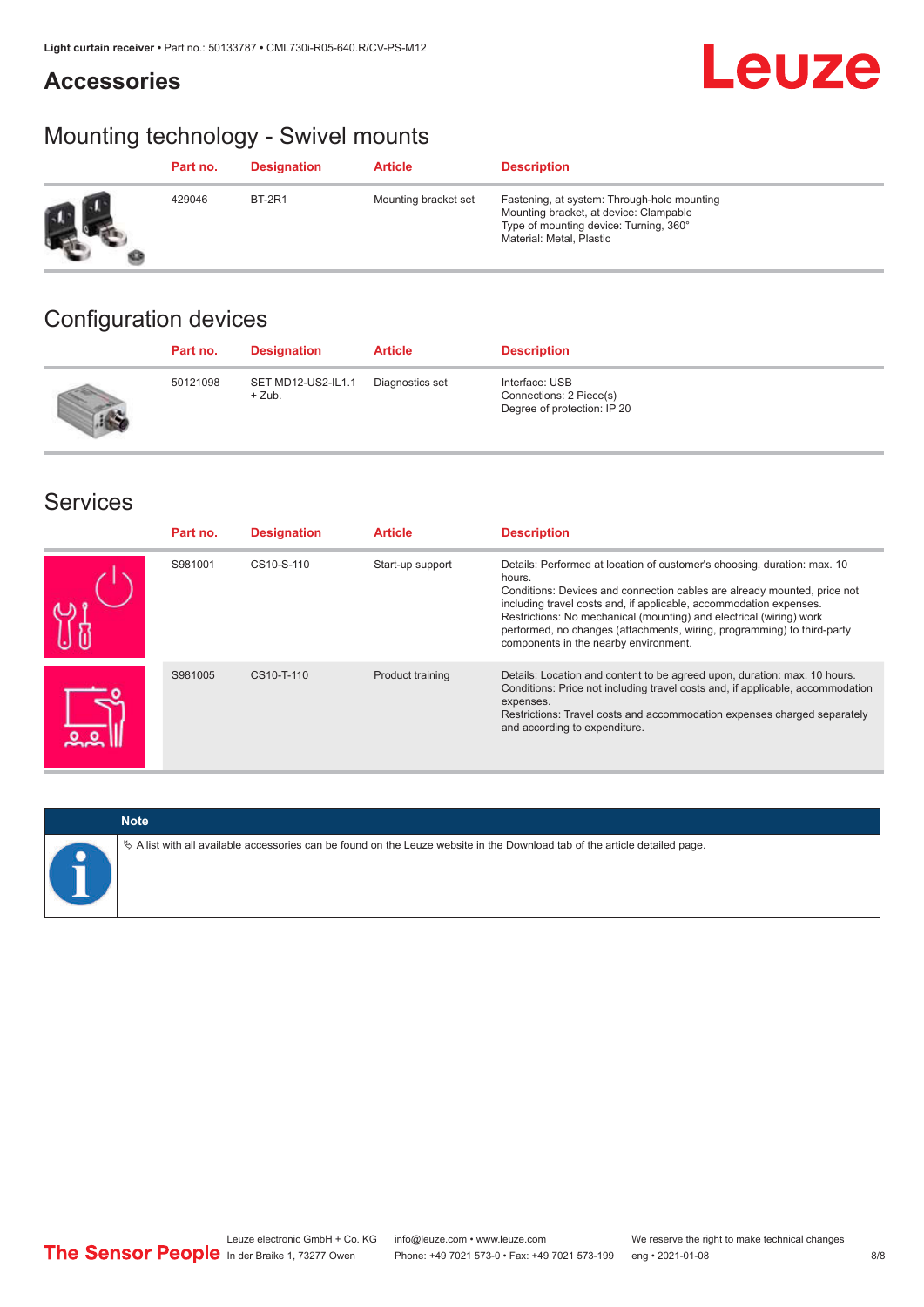## Accessories

### Mounting technology - Swivel mounts

| Part no. | Designation | Article | Description |
|---|---|---|---|
| 429046 | BT-2R1 | Mounting bracket set | Fastening, at system: Through-hole mounting<br>Mounting bracket, at device: Clampable<br>Type of mounting device: Turning, 360°<br>Material: Metal, Plastic |

### Configuration devices

| Part no. | Designation | Article | Description |
|---|---|---|---|
| 50121098 | SET MD12-US2-IL1.1 + Zub. | Diagnostics set | Interface: USB<br>Connections: 2 Piece(s)<br>Degree of protection: IP 20 |

### Services

| Part no. | Designation | Article | Description |
|---|---|---|---|
| S981001 | CS10-S-110 | Start-up support | Details: Performed at location of customer's choosing, duration: max. 10 hours.<br>Conditions: Devices and connection cables are already mounted, price not including travel costs and, if applicable, accommodation expenses.<br>Restrictions: No mechanical (mounting) and electrical (wiring) work performed, no changes (attachments, wiring, programming) to third-party components in the nearby environment. |
| S981005 | CS10-T-110 | Product training | Details: Location and content to be agreed upon, duration: max. 10 hours.<br>Conditions: Price not including travel costs and, if applicable, accommodation expenses.<br>Restrictions: Travel costs and accommodation expenses charged separately and according to expenditure. |

**Note**

A list with all available accessories can be found on the Leuze website in the Download tab of the article detailed page.